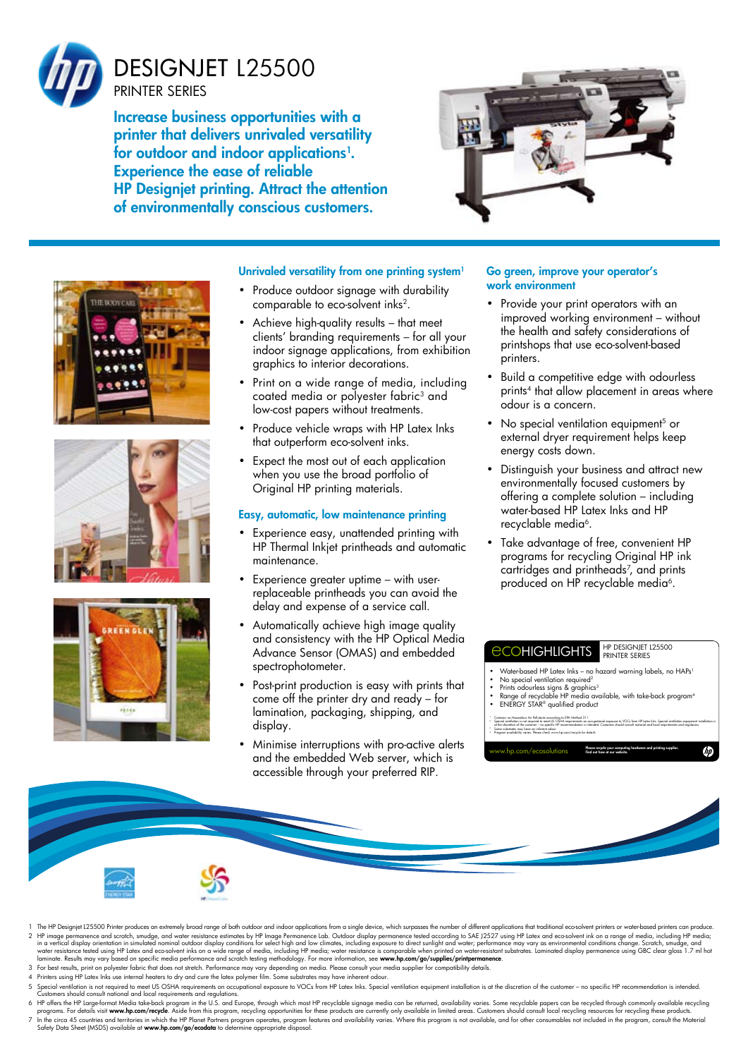# DESIGNJET L25500

PRINTER SERIES

## Increase business opportunities with a printer that delivers unrivaled versatility for outdoor and indoor applications[1]. Experience the ease of reliable HP Designjet printing. Attract the attention of environmentally conscious customers.

### Unrivaled versatility from one printing system[1]

- Produce outdoor signage with durability comparable to eco-solvent inks[2].
- Achieve high-quality results – that meet clients' branding requirements – for all your indoor signage applications, from exhibition graphics to interior decorations.
- Print on a wide range of media, including coated media or polyester fabric[3] and low-cost papers without treatments.
- Produce vehicle wraps with HP Latex Inks that outperform eco-solvent inks.
- Expect the most out of each application when you use the broad portfolio of Original HP printing materials.

### Easy, automatic, low maintenance printing

- Experience easy, unattended printing with HP Thermal Inkjet printheads and automatic maintenance.
- Experience greater uptime – with user-replaceable printheads you can avoid the delay and expense of a service call.
- Automatically achieve high image quality and consistency with the HP Optical Media Advance Sensor (OMAS) and embedded spectrophotometer.
- Post-print production is easy with prints that come off the printer dry and ready – for lamination, packaging, shipping, and display.
- Minimise interruptions with pro-active alerts and the embedded Web server, which is accessible through your preferred RIP.

### Go green, improve your operator's work environment

- Provide your print operators with an improved working environment – without the health and safety considerations of printshops that use eco-solvent-based printers.
- Build a competitive edge with odourless prints[4] that allow placement in areas where odour is a concern.
- No special ventilation equipment[5] or external dryer requirement helps keep energy costs down.
- Distinguish your business and attract new environmentally focused customers by offering a complete solution – including water-based HP Latex Inks and HP recyclable media[6].
- Take advantage of free, convenient HP programs for recycling Original HP ink cartridges and printheads[7], and prints produced on HP recyclable media[6].

### ecoHIGHLIGHTS — HP DESIGNJET L25500 PRINTER SERIES

- Water-based HP Latex Inks – no hazard warning labels, no HAPs[1]
- No special ventilation required[2]
- Prints odourless signs & graphics[3]
- Range of recyclable HP media available, with take-back program[4]
- ENERGY STAR® qualified product

www.hp.com/ecosolutions

---

1 The HP Designjet L25500 Printer produces an extremely broad range of both outdoor and indoor applications from a single device, which surpasses the number of different applications that traditional eco-solvent printers or water-based printers can produce.

2 HP image permanence and scratch, smudge, and water resistance estimates by HP Image Permanence Lab. Outdoor display permanence tested according to SAE J2527 using HP Latex and eco-solvent ink on a range of media, including HP media; in a vertical display orientation in simulated nominal outdoor display conditions for select high and low climates, including exposure to direct sunlight and water; performance may vary as environmental conditions change. Scratch, smudge, and water resistance tested using HP Latex and eco-solvent inks on a wide range of media, including HP media; water resistance is comparable when printed on water-resistant substrates. Laminated display permanence using GBC clear gloss 1.7 ml hot laminate. Results may vary based on specific media performance and scratch testing methodology. For more information, see **www.hp.com/go/supplies/printpermanence**.

3 For best results, print on polyester fabric that does not stretch. Performance may vary depending on media. Please consult your media supplier for compatibility details.

4 Printers using HP Latex Inks use internal heaters to dry and cure the latex polymer film. Some substrates may have inherent odour.

5 Special ventilation is not required to meet US OSHA requirements on occupational exposure to VOCs from HP Latex Inks. Special ventilation equipment installation is at the discretion of the customer – no specific HP recommendation is intended. Customers should consult national and local requirements and regulations.

6 HP offers the HP Large-format Media take-back program in the U.S. and Europe, through which most HP recyclable signage media can be returned, availability varies. Some recyclable papers can be recycled through commonly available recycling programs. For details visit **www.hp.com/recycle**. Aside from this program, recycling opportunities for these products are currently only available in limited areas. Customers should consult local recycling resources for recycling these products.

7 In the circa 45 countries and territories in which the HP Planet Partners program operates, program features and availability varies. Where this program is not available, and for other consumables not included in the program, consult the Material Safety Data Sheet (MSDS) available at **www.hp.com/go/ecodata** to determine appropriate disposal.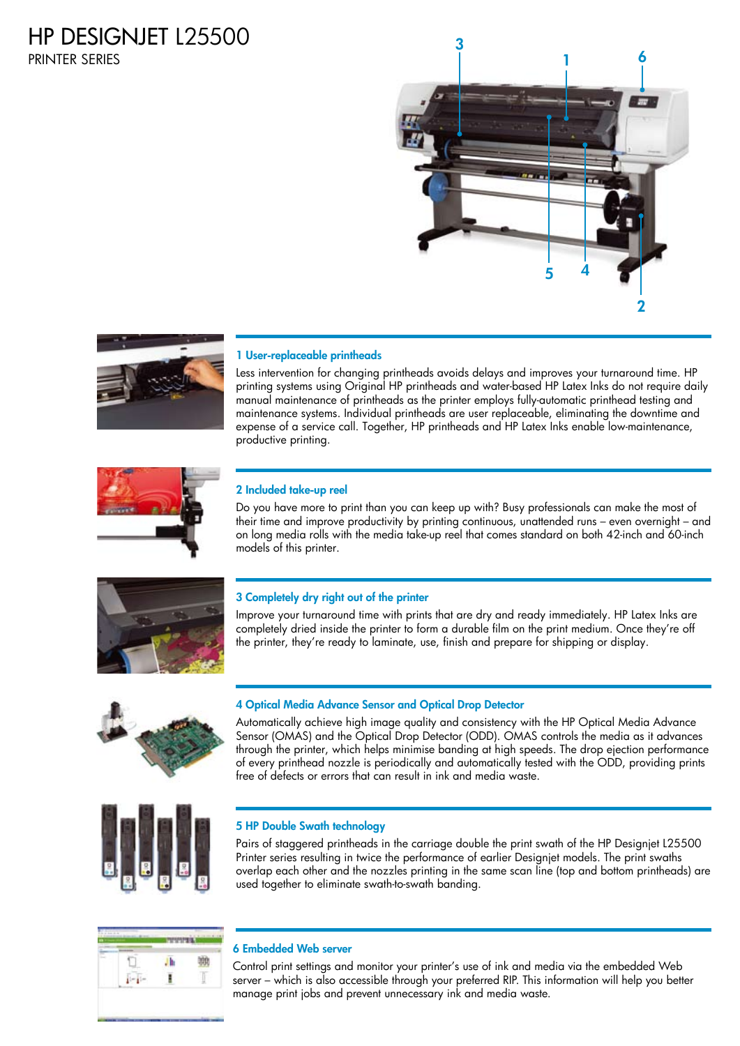# HP DESIGNJET L25500

PRINTER SERIES

### 1 User-replaceable printheads

Less intervention for changing printheads avoids delays and improves your turnaround time. HP printing systems using Original HP printheads and water-based HP Latex Inks do not require daily manual maintenance of printheads as the printer employs fully-automatic printhead testing and maintenance systems. Individual printheads are user replaceable, eliminating the downtime and expense of a service call. Together, HP printheads and HP Latex Inks enable low-maintenance, productive printing.

### 2 Included take-up reel

Do you have more to print than you can keep up with? Busy professionals can make the most of their time and improve productivity by printing continuous, unattended runs – even overnight – and on long media rolls with the media take-up reel that comes standard on both 42-inch and 60-inch models of this printer.

### 3 Completely dry right out of the printer

Improve your turnaround time with prints that are dry and ready immediately. HP Latex Inks are completely dried inside the printer to form a durable film on the print medium. Once they're off the printer, they're ready to laminate, use, finish and prepare for shipping or display.

### 4 Optical Media Advance Sensor and Optical Drop Detector

Automatically achieve high image quality and consistency with the HP Optical Media Advance Sensor (OMAS) and the Optical Drop Detector (ODD). OMAS controls the media as it advances through the printer, which helps minimise banding at high speeds. The drop ejection performance of every printhead nozzle is periodically and automatically tested with the ODD, providing prints free of defects or errors that can result in ink and media waste.

### 5 HP Double Swath technology

Pairs of staggered printheads in the carriage double the print swath of the HP Designjet L25500 Printer series resulting in twice the performance of earlier Designjet models. The print swaths overlap each other and the nozzles printing in the same scan line (top and bottom printheads) are used together to eliminate swath-to-swath banding.

### 6 Embedded Web server

Control print settings and monitor your printer's use of ink and media via the embedded Web server – which is also accessible through your preferred RIP. This information will help you better manage print jobs and prevent unnecessary ink and media waste.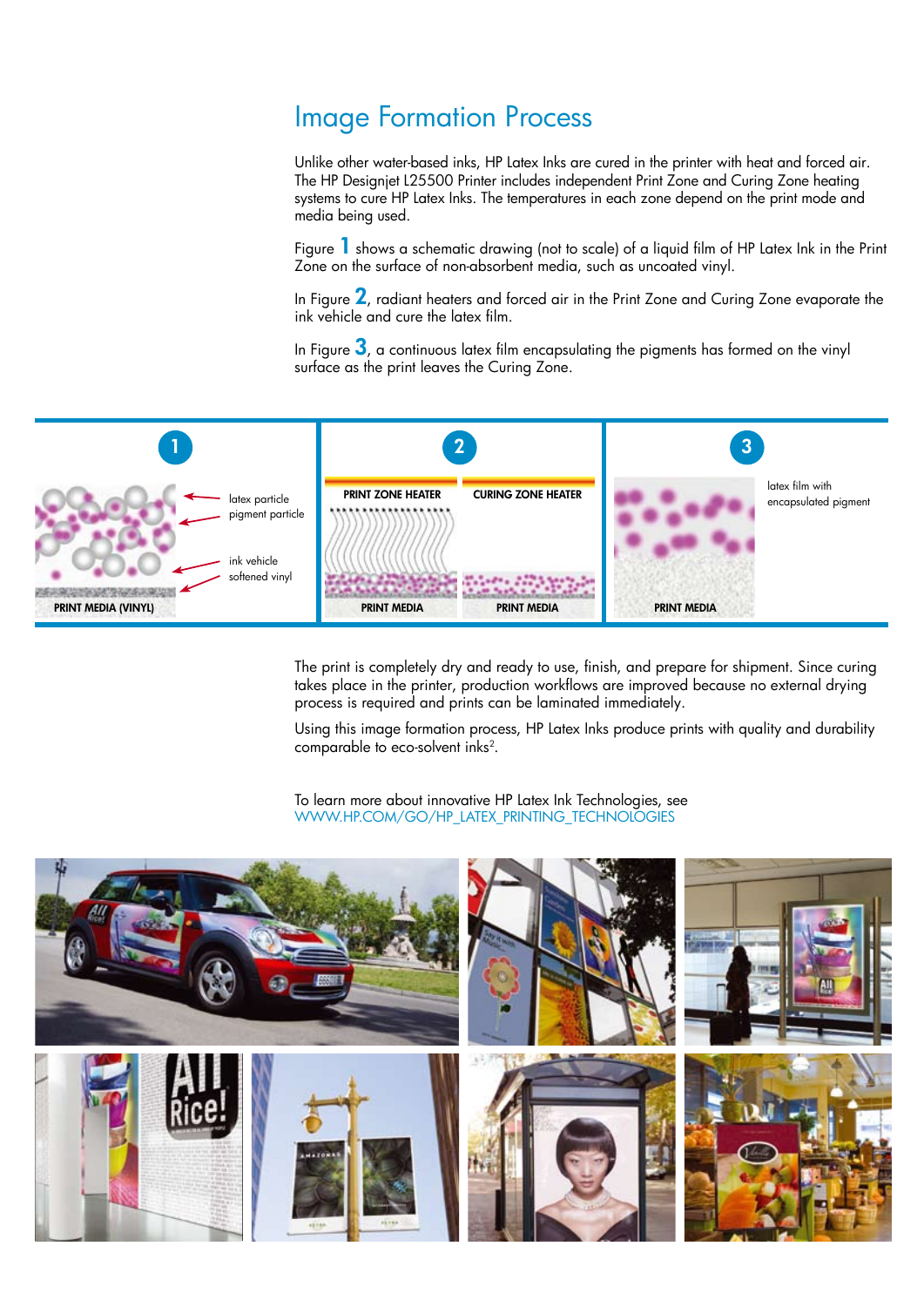# Image Formation Process

Unlike other water-based inks, HP Latex Inks are cured in the printer with heat and forced air. The HP Designjet L25500 Printer includes independent Print Zone and Curing Zone heating systems to cure HP Latex Inks. The temperatures in each zone depend on the print mode and media being used.

Figure **1** shows a schematic drawing (not to scale) of a liquid film of HP Latex Ink in the Print Zone on the surface of non-absorbent media, such as uncoated vinyl.

In Figure **2**, radiant heaters and forced air in the Print Zone and Curing Zone evaporate the ink vehicle and cure the latex film.

In Figure **3**, a continuous latex film encapsulating the pigments has formed on the vinyl surface as the print leaves the Curing Zone.

**1**

- latex particle
- pigment particle
- ink vehicle
- softened vinyl

PRINT MEDIA (VINYL)

**2**

PRINT ZONE HEATER | CURING ZONE HEATER

PRINT MEDIA | PRINT MEDIA

**3**

latex film with encapsulated pigment

PRINT MEDIA

The print is completely dry and ready to use, finish, and prepare for shipment. Since curing takes place in the printer, production workflows are improved because no external drying process is required and prints can be laminated immediately.

Using this image formation process, HP Latex Inks produce prints with quality and durability comparable to eco-solvent inks[2].

To learn more about innovative HP Latex Ink Technologies, see
WWW.HP.COM/GO/HP_LATEX_PRINTING_TECHNOLOGIES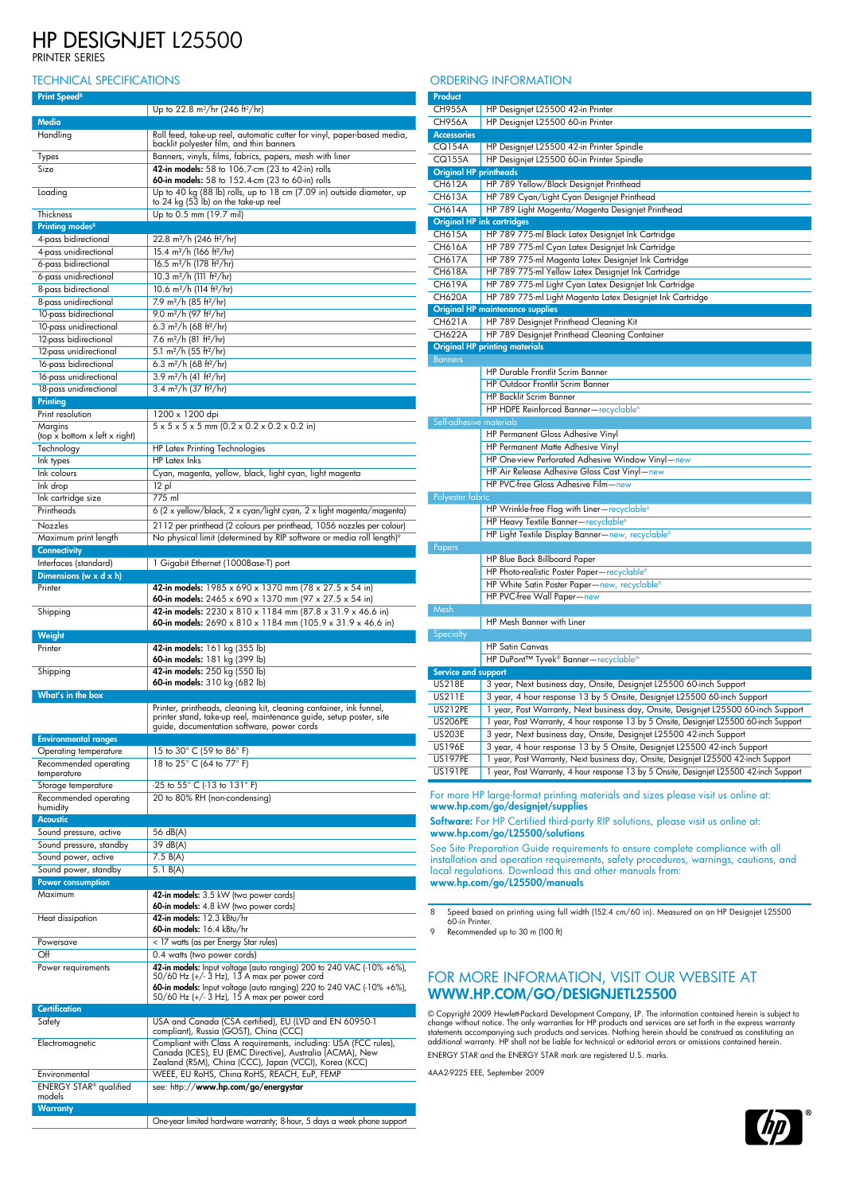# HP DESIGNJET L25500

PRINTER SERIES

## TECHNICAL SPECIFICATIONS

| | |
|---|---|
| **Print Speed**[8] | |
| | Up to 22.8 m²/hr (246 ft²/hr) |
| **Media** | |
| Handling | Roll feed, take-up reel, automatic cutter for vinyl, paper-based media, backlit polyester film, and thin banners |
| Types | Banners, vinyls, films, fabrics, papers, mesh with liner |
| Size | **42-in models:** 58 to 106.7-cm (23 to 42-in) rolls<br>**60-in models:** 58 to 152.4-cm (23 to 60-in) rolls |
| Loading | Up to 40 kg (88 lb) rolls, up to 18 cm (7.09 in) outside diameter, up to 24 kg (53 lb) on the take-up reel |
| Thickness | Up to 0.5 mm (19.7 mil) |
| **Printing modes**[8] | |
| 4-pass bidirectional | 22.8 m²/h (246 ft²/hr) |
| 4-pass unidirectional | 15.4 m²/h (166 ft²/hr) |
| 6-pass bidirectional | 16.5 m²/h (178 ft²/hr) |
| 6-pass unidirectional | 10.3 m²/h (111 ft²/hr) |
| 8-pass bidirectional | 10.6 m²/h (114 ft²/hr) |
| 8-pass unidirectional | 7.9 m²/h (85 ft²/hr) |
| 10-pass bidirectional | 9.0 m²/h (97 ft²/hr) |
| 10-pass unidirectional | 6.3 m²/h (68 ft²/hr) |
| 12-pass bidirectional | 7.6 m²/h (81 ft²/hr) |
| 12-pass unidirectional | 5.1 m²/h (55 ft²/hr) |
| 16-pass bidirectional | 6.3 m²/h (68 ft²/hr) |
| 16-pass unidirectional | 3.9 m²/h (41 ft²/hr) |
| 18-pass unidirectional | 3.4 m²/h (37 ft²/hr) |
| **Printing** | |
| Print resolution | 1200 x 1200 dpi |
| Margins (top x bottom x left x right) | 5 x 5 x 5 x 5 mm (0.2 x 0.2 x 0.2 x 0.2 in) |
| Technology | HP Latex Printing Technologies |
| Ink types | HP Latex Inks |
| Ink colours | Cyan, magenta, yellow, black, light cyan, light magenta |
| Ink drop | 12 pl |
| Ink cartridge size | 775 ml |
| Printheads | 6 (2 x yellow/black, 2 x cyan/light cyan, 2 x light magenta/magenta) |
| Nozzles | 2112 per printhead (2 colours per printhead, 1056 nozzles per colour) |
| Maximum print length | No physical limit (determined by RIP software or media roll length)[9] |
| **Connectivity** | |
| Interfaces (standard) | 1 Gigabit Ethernet (1000Base-T) port |
| **Dimensions (w x d x h)** | |
| Printer | **42-in models:** 1985 x 690 x 1370 mm (78 x 27.5 x 54 in)<br>**60-in models:** 2465 x 690 x 1370 mm (97 x 27.5 x 54 in) |
| Shipping | **42-in models:** 2230 x 810 x 1184 mm (87.8 x 31.9 x 46.6 in)<br>**60-in models:** 2690 x 810 x 1184 mm (105.9 x 31.9 x 46.6 in) |
| **Weight** | |
| Printer | **42-in models:** 161 kg (355 lb)<br>**60-in models:** 181 kg (399 lb) |
| Shipping | **42-in models:** 250 kg (550 lb)<br>**60-in models:** 310 kg (682 lb) |
| **What's in the box** | |
| | Printer, printheads, cleaning kit, cleaning container, ink funnel, printer stand, take-up reel, maintenance guide, setup poster, site guide, documentation software, power cords |
| **Environmental ranges** | |
| Operating temperature | 15 to 30° C (59 to 86° F) |
| Recommended operating temperature | 18 to 25° C (64 to 77° F) |
| Storage temperature | -25 to 55° C (-13 to 131° F) |
| Recommended operating humidity | 20 to 80% RH (non-condensing) |
| **Acoustic** | |
| Sound pressure, active | 56 dB(A) |
| Sound pressure, standby | 39 dB(A) |
| Sound power, active | 7.5 B(A) |
| Sound power, standby | 5.1 B(A) |
| **Power consumption** | |
| Maximum | **42-in models:** 3.5 kW (two power cords)<br>**60-in models:** 4.8 kW (two power cords) |
| Heat dissipation | **42-in models:** 12.3 kBtu/hr<br>**60-in models:** 16.4 kBtu/hr |
| Powersave | < 17 watts (as per Energy Star rules) |
| Off | 0.4 watts (two power cords) |
| Power requirements | **42-in models:** Input voltage (auto ranging) 200 to 240 VAC (-10% +6%), 50/60 Hz (+/- 3 Hz), 13 A max per power cord<br>**60-in models:** Input voltage (auto ranging) 220 to 240 VAC (-10% +6%), 50/60 Hz (+/- 3 Hz), 15 A max per power cord |
| **Certification** | |
| Safety | USA and Canada (CSA certified), EU (LVD and EN 60950-1 compliant), Russia (GOST), China (CCC) |
| Electromagnetic | Compliant with Class A requirements, including: USA (FCC rules), Canada (ICES), EU (EMC Directive), Australia (ACMA), New Zealand (RSM), China (CCC), Japan (VCCI), Korea (KCC) |
| Environmental | WEEE, EU RoHS, China RoHS, REACH, EuP, FEMP |
| ENERGY STAR® qualified models | see: http://**www.hp.com/go/energystar** |
| **Warranty** | |
| | One-year limited hardware warranty; 8-hour, 5 days a week phone support |

## ORDERING INFORMATION

| | |
|---|---|
| **Product** | |
| CH955A | HP Designjet L25500 42-in Printer |
| CH956A | HP Designjet L25500 60-in Printer |
| **Accessories** | |
| CQ154A | HP Designjet L25500 42-in Printer Spindle |
| CQ155A | HP Designjet L25500 60-in Printer Spindle |
| **Original HP printheads** | |
| CH612A | HP 789 Yellow/Black Designjet Printhead |
| CH613A | HP 789 Cyan/Light Cyan Designjet Printhead |
| CH614A | HP 789 Light Magenta/Magenta Designjet Printhead |
| **Original HP ink cartridges** | |
| CH615A | HP 789 775-ml Black Latex Designjet Ink Cartridge |
| CH616A | HP 789 775-ml Cyan Latex Designjet Ink Cartridge |
| CH617A | HP 789 775-ml Magenta Latex Designjet Ink Cartridge |
| CH618A | HP 789 775-ml Yellow Latex Designjet Ink Cartridge |
| CH619A | HP 789 775-ml Light Cyan Latex Designjet Ink Cartridge |
| CH620A | HP 789 775-ml Light Magenta Latex Designjet Ink Cartridge |
| **Original HP maintenance supplies** | |
| CH621A | HP 789 Designjet Printhead Cleaning Kit |
| CH622A | HP 789 Designjet Printhead Cleaning Container |
| **Original HP printing materials** | |
| Banners | |
| | HP Durable Frontlit Scrim Banner |
| | HP Outdoor Frontlit Scrim Banner |
| | HP Backlit Scrim Banner |
| | HP HDPE Reinforced Banner—recyclable[6] |
| Self-adhesive materials | |
| | HP Permanent Gloss Adhesive Vinyl |
| | HP Permanent Matte Adhesive Vinyl |
| | HP One-view Perforated Adhesive Window Vinyl—new |
| | HP Air Release Adhesive Gloss Cast Vinyl—new |
| | HP PVC-free Gloss Adhesive Film—new |
| Polyester fabric | |
| | HP Wrinkle-free Flag with Liner—recyclable[6] |
| | HP Heavy Textile Banner—recyclable[6] |
| | HP Light Textile Display Banner—new, recyclable[6] |
| Papers | |
| | HP Blue Back Billboard Paper |
| | HP Photo-realistic Poster Paper—recyclable[6] |
| | HP White Satin Poster Paper—new, recyclable[6] |
| | HP PVC-free Wall Paper—new |
| Mesh | |
| | HP Mesh Banner with Liner |
| Specialty | |
| | HP Satin Canvas |
| | HP DuPont™ Tyvek® Banner—recyclable[6] |
| **Service and support** | |
| US218E | 3 year, Next business day, Onsite, Designjet L25500 60-inch Support |
| US211E | 3 year, 4 hour response 13 by 5 Onsite, Designjet L25500 60-inch Support |
| US212PE | 1 year, Post Warranty, Next business day, Onsite, Designjet L25500 60-inch Support |
| US206PE | 1 year, Post Warranty, 4 hour response 13 by 5 Onsite, Designjet L25500 60-inch Support |
| US203E | 3 year, Next business day, Onsite, Designjet L25500 42-inch Support |
| US196E | 3 year, 4 hour response 13 by 5 Onsite, Designjet L25500 42-inch Support |
| US197PE | 1 year, Post Warranty, Next business day, Onsite, Designjet L25500 42-inch Support |
| US191PE | 1 year, Post Warranty, 4 hour response 13 by 5 Onsite, Designjet L25500 42-inch Support |

For more HP large-format printing materials and sizes please visit us online at: **www.hp.com/go/designjet/supplies**

**Software:** For HP Certified third-party RIP solutions, please visit us online at: **www.hp.com/go/L25500/solutions**

See Site Preparation Guide requirements to ensure complete compliance with all installation and operation requirements, safety procedures, warnings, cautions, and local regulations. Download this and other manuals from: **www.hp.com/go/L25500/manuals**

8 Speed based on printing using full width (152.4 cm/60 in). Measured on an HP Designjet L25500 60-in Printer.
9 Recommended up to 30 m (100 ft)

## FOR MORE INFORMATION, VISIT OUR WEBSITE AT **WWW.HP.COM/GO/DESIGNJETL25500**

© Copyright 2009 Hewlett-Packard Development Company, LP. The information contained herein is subject to change without notice. The only warranties for HP products and services are set forth in the express warranty statements accompanying such products and services. Nothing herein should be construed as constituting an additional warranty. HP shall not be liable for technical or editorial errors or omissions contained herein.

ENERGY STAR and the ENERGY STAR mark are registered U.S. marks.

4AA2-9225 EEE, September 2009